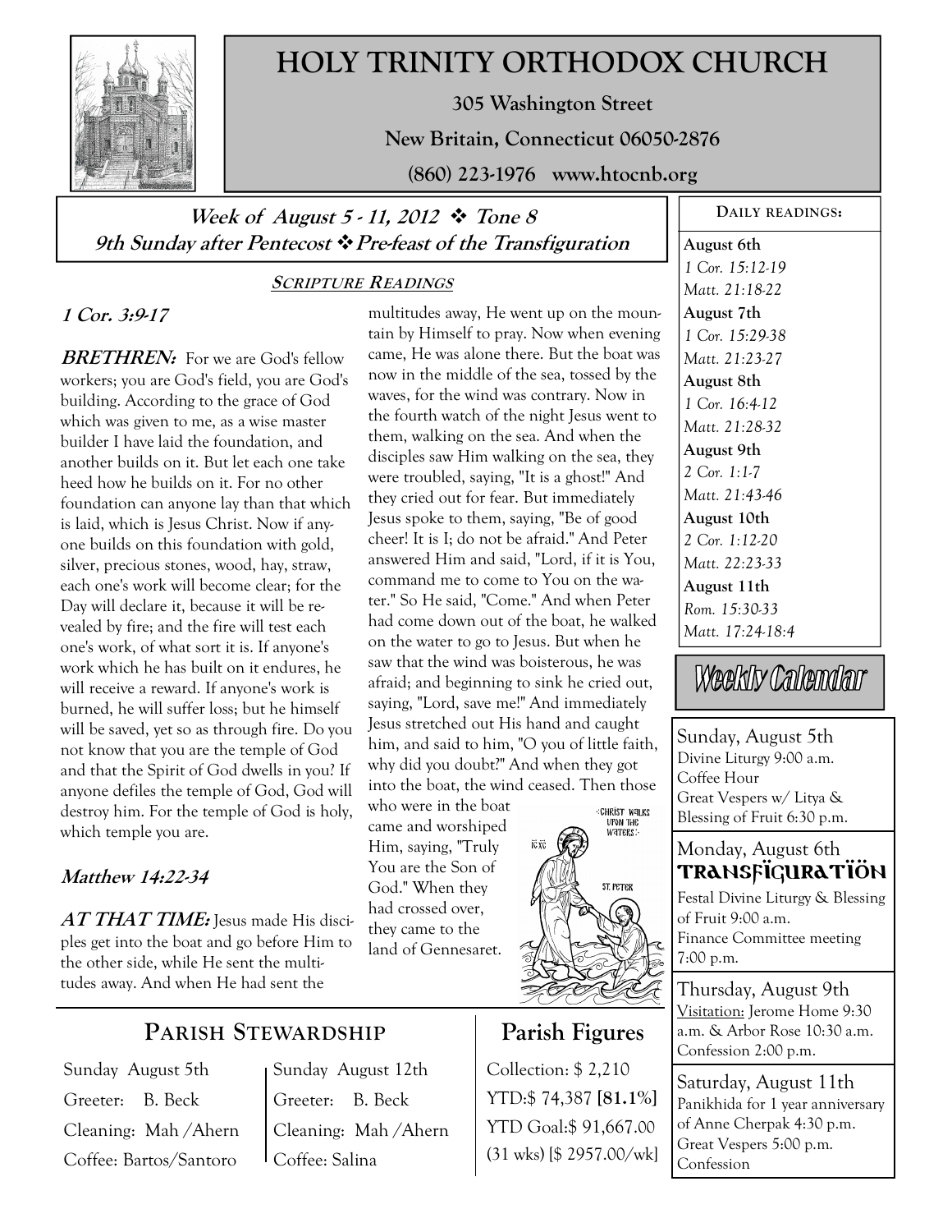# HOLY TRINITY ORTHODOX CHURCH

**305 Washington Street**

**New Britain, Connecticut 06050-2876**

**(860) 223-1976 www.htocnb.org**

***Week of August 5 - 11, 2012 ❖ Tone 8***
***9th Sunday after Pentecost ❖ Pre-feast of the Transfiguration***

## SCRIPTURE READINGS

### *1 Cor. 3:9-17*

***BRETHREN:*** For we are God's fellow workers; you are God's field, you are God's building. According to the grace of God which was given to me, as a wise master builder I have laid the foundation, and another builds on it. But let each one take heed how he builds on it. For no other foundation can anyone lay than that which is laid, which is Jesus Christ. Now if anyone builds on this foundation with gold, silver, precious stones, wood, hay, straw, each one's work will become clear; for the Day will declare it, because it will be revealed by fire; and the fire will test each one's work, of what sort it is. If anyone's work which he has built on it endures, he will receive a reward. If anyone's work is burned, he will suffer loss; but he himself will be saved, yet so as through fire. Do you not know that you are the temple of God and that the Spirit of God dwells in you? If anyone defiles the temple of God, God will destroy him. For the temple of God is holy, which temple you are.

### *Matthew 14:22-34*

***AT THAT TIME:*** Jesus made His disciples get into the boat and go before Him to the other side, while He sent the multitudes away. And when He had sent the multitudes away, He went up on the mountain by Himself to pray. Now when evening came, He was alone there. But the boat was now in the middle of the sea, tossed by the waves, for the wind was contrary. Now in the fourth watch of the night Jesus went to them, walking on the sea. And when the disciples saw Him walking on the sea, they were troubled, saying, "It is a ghost!" And they cried out for fear. But immediately Jesus spoke to them, saying, "Be of good cheer! It is I; do not be afraid." And Peter answered Him and said, "Lord, if it is You, command me to come to You on the water." So He said, "Come." And when Peter had come down out of the boat, he walked on the water to go to Jesus. But when he saw that the wind was boisterous, he was afraid; and beginning to sink he cried out, saying, "Lord, save me!" And immediately Jesus stretched out His hand and caught him, and said to him, "O you of little faith, why did you doubt?" And when they got into the boat, the wind ceased. Then those who were in the boat came and worshiped Him, saying, "Truly You are the Son of God." When they had crossed over, they came to the land of Gennesaret.

## DAILY READINGS:

**August 6th**
*1 Cor. 15:12-19*
*Matt. 21:18-22*

**August 7th**
*1 Cor. 15:29-38*
*Matt. 21:23-27*

**August 8th**
*1 Cor. 16:4-12*
*Matt. 21:28-32*

**August 9th**
*2 Cor. 1:1-7*
*Matt. 21:43-46*

**August 10th**
*2 Cor. 1:12-20*
*Matt. 22:23-33*

**August 11th**
*Rom. 15:30-33*
*Matt. 17:24-18:4*

## Weekly Calendar

**Sunday, August 5th**
Divine Liturgy 9:00 a.m.
Coffee Hour
Great Vespers w/ Litya & Blessing of Fruit 6:30 p.m.

**Monday, August 6th**
**TRANSFIGURATION**
Festal Divine Liturgy & Blessing of Fruit 9:00 a.m.
Finance Committee meeting 7:00 p.m.

**Thursday, August 9th**
Visitation: Jerome Home 9:30 a.m. & Arbor Rose 10:30 a.m.
Confession 2:00 p.m.

**Saturday, August 11th**
Panikhida for 1 year anniversary of Anne Cherpak 4:30 p.m.
Great Vespers 5:00 p.m.
Confession

## PARISH STEWARDSHIP

| Sunday August 5th | Sunday August 12th |
|---|---|
| Greeter: B. Beck | Greeter: B. Beck |
| Cleaning: Mah /Ahern | Cleaning: Mah /Ahern |
| Coffee: Bartos/Santoro | Coffee: Salina |

## Parish Figures

Collection: $ 2,210
YTD:$ 74,387 [81.1%]
YTD Goal:$ 91,667.00
(31 wks) [$ 2957.00/wk]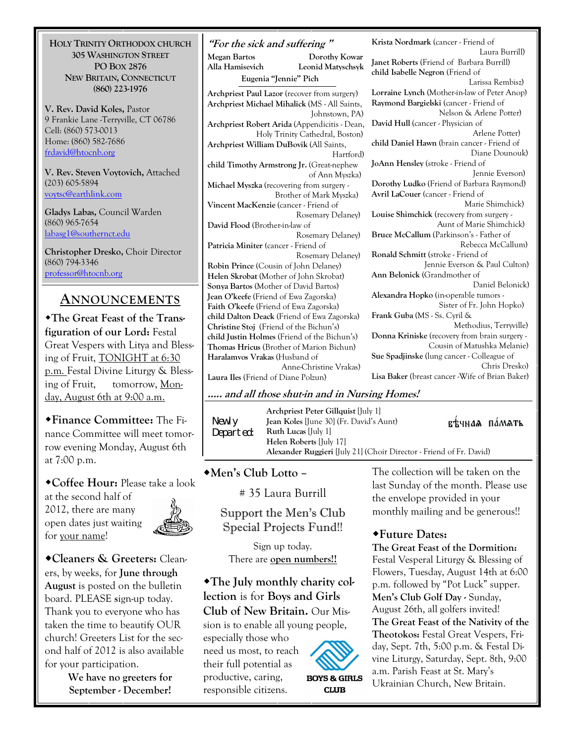**HOLY TRINITY ORTHODOX CHURCH**
**305 WASHINGTON STREET**
**PO BOX 2876**
**NEW BRITAIN, CONNECTICUT**
**(860) 223-1976**

**V. Rev. David Koles,** Pastor
9 Frankie Lane -Terryville, CT 06786
Cell: (860) 573-0013
Home: (860) 582-7686
frdavid@htocnb.org

**V. Rev. Steven Voytovich,** Attached
(203) 605-5894
voytsc@earthlink.com

**Gladys Labas,** Council Warden
(860) 965-7654
labasg1@southernct.edu

**Christopher Dresko,** Choir Director
(860) 794-3346
professor@htocnb.org

## ANNOUNCEMENTS

◆**The Great Feast of the Transfiguration of our Lord:** Festal Great Vespers with Litya and Blessing of Fruit, TONIGHT at 6:30 p.m. Festal Divine Liturgy & Blessing of Fruit, tomorrow, Monday, August 6th at 9:00 a.m.

◆**Finance Committee:** The Finance Committee will meet tomorrow evening Monday, August 6th at 7:00 p.m.

◆**Coffee Hour:** Please take a look at the second half of 2012, there are many open dates just waiting for your name!

◆**Cleaners & Greeters:** Cleaners, by weeks, for **June through August** is posted on the bulletin board. PLEASE sign-up today. Thank you to everyone who has taken the time to beautify OUR church! Greeters List for the second half of 2012 is also available for your participation.

**We have no greeters for September - December!**

### *"For the sick and suffering"*

**Megan Bartos** **Dorothy Kowar**
**Alla Hamisevich** **Leonid Matyschsyk**
**Eugenia "Jennie" Pich**

**Archpriest Paul Lazor** (recover from surgery)
**Archpriest Michael Mihalick** (MS - All Saints, Johnstown, PA)
**Archpriest Robert Arida** (Appendicitis - Dean, Holy Trinity Cathedral, Boston)
**Archpriest William DuBovik** (All Saints, Hartford)
**child Timothy Armstrong Jr.** (Great-nephew of Ann Myszka)
**Michael Myszka** (recovering from surgery - Brother of Mark Myszka)
**Vincent MacKenzie** (cancer - Friend of Rosemary Delaney)
**David Flood** (Brother-in-law of Rosemary Delaney)
**Patricia Miniter** (cancer - Friend of Rosemary Delaney)
**Robin Prince** (Cousin of John Delaney)
**Helen Skrobat** (Mother of John Skrobat)
**Sonya Bartos** (Mother of David Bartos)
**Jean O'keefe** (Friend of Ewa Zagorska)
**Faith O'keefe** (Friend of Ewa Zagorska)
**child Dalton Deack** (Friend of Ewa Zagorska)
**Christine Stoj** (Friend of the Bichun's)
**child Justin Holmes** (Friend of the Bichun's)
**Thomas Hricus** (Brother of Marion Bichun)
**Haralamvos Vrakas** (Husband of Anne-Christine Vrakas)
**Laura Iles** (Friend of Diane Polzun)
**Krista Nordmark** (cancer - Friend of Laura Burrill)
**Janet Roberts** (Friend of Barbara Burrill)
**child Isabelle Negron** (Friend of Larissa Rembisz)
**Lorraine Lynch** (Mother-in-law of Peter Anop)
**Raymond Bargielski** (cancer - Friend of Nelson & Arlene Potter)
**David Hull** (cancer - Physician of Arlene Potter)
**child Daniel Hawn** (brain cancer - Friend of Diane Dounouk)
**JoAnn Hensley** (stroke - Friend of Jennie Everson)
**Dorothy Ludko** (Friend of Barbara Raymond)
**Avril LaCouer** (cancer - Friend of Marie Shimchick)
**Louise Shimchick** (recovery from surgery - Aunt of Marie Shimchick)
**Bruce McCallum** (Parkinson's - Father of Rebecca McCallum)
**Ronald Schmitt** (stroke - Friend of Jennie Everson & Paul Culton)
**Ann Belonick** (Grandmother of Daniel Belonick)
**Alexandra Hopko** (in-operable tumors - Sister of Fr. John Hopko)
**Frank Guba** (MS - Ss. Cyril & Methodius, Terryville)
**Donna Kriniske** (recovery from brain surgery - Cousin of Matushka Melanie)
**Sue Spadjinske** (lung cancer - Colleague of Chris Dresko)
**Lisa Baker** (breast cancer -Wife of Brian Baker)

*..... and all those shut-in and in Nursing Homes!*

Newly Departed:
**Archpriest Peter Gillquist** [July 1]
**Jean Koles** [June 30] (Fr. David's Aunt)
**Ruth Lucas** [July 1]
**Helen Roberts** [July 17]
**Alexander Ruggieri** [July 21] (Choir Director - Friend of Fr. David)

вѣчнаѧ памѧть

◆**Men's Club Lotto –**

\# 35 Laura Burrill

Support the Men's Club Special Projects Fund!!

Sign up today.
There are **open numbers!!**

◆**The July monthly charity collection** is for **Boys and Girls Club of New Britain.** Our Mission is to enable all young people, especially those who need us most, to reach their full potential as productive, caring, responsible citizens.

The collection will be taken on the last Sunday of the month. Please use the envelope provided in your monthly mailing and be generous!!

◆**Future Dates:**

**The Great Feast of the Dormition:** Festal Vesperal Liturgy & Blessing of Flowers, Tuesday, August 14th at 6:00 p.m. followed by "Pot Luck" supper.
**Men's Club Golf Day -** Sunday, August 26th, all golfers invited!
**The Great Feast of the Nativity of the Theotokos:** Festal Great Vespers, Friday, Sept. 7th, 5:00 p.m. & Festal Divine Liturgy, Saturday, Sept. 8th, 9:00 a.m. Parish Feast at St. Mary's Ukrainian Church, New Britain.